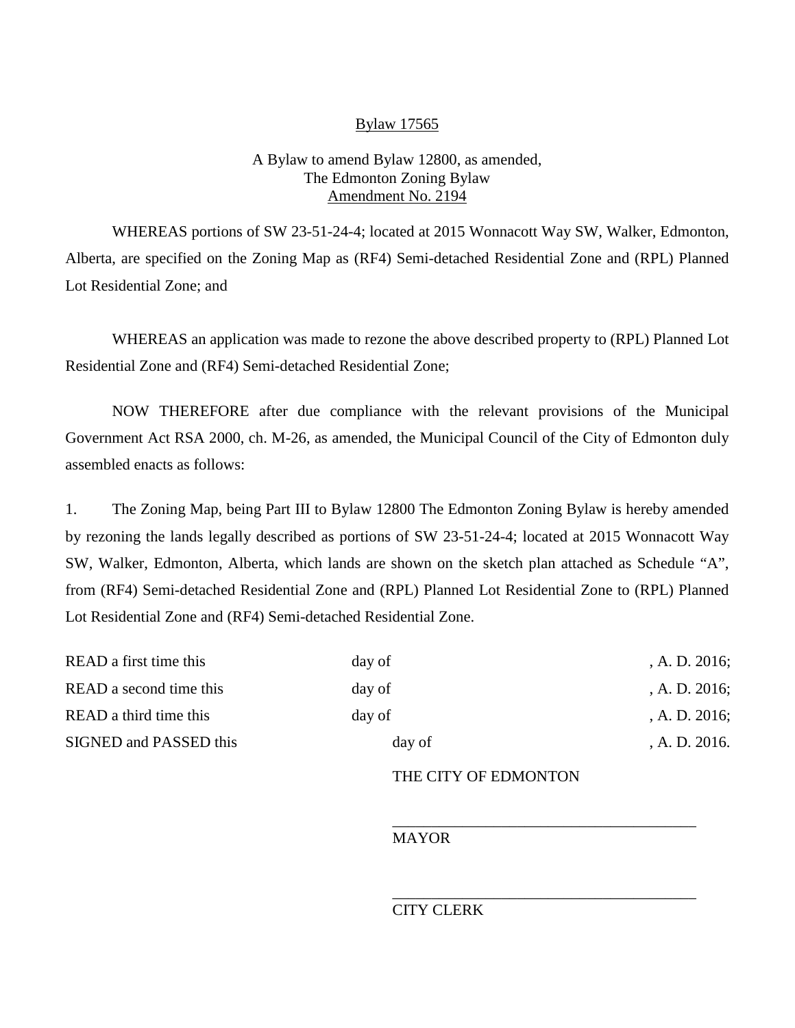<u>Bylaw 17565</u>

A Bylaw to amend Bylaw 12800, as amended,
The Edmonton Zoning Bylaw
<u>Amendment No. 2194</u>

WHEREAS portions of SW 23-51-24-4; located at 2015 Wonnacott Way SW, Walker, Edmonton, Alberta, are specified on the Zoning Map as (RF4) Semi-detached Residential Zone and (RPL) Planned Lot Residential Zone; and

WHEREAS an application was made to rezone the above described property to (RPL) Planned Lot Residential Zone and (RF4) Semi-detached Residential Zone;

NOW THEREFORE after due compliance with the relevant provisions of the Municipal Government Act RSA 2000, ch. M-26, as amended, the Municipal Council of the City of Edmonton duly assembled enacts as follows:

1. The Zoning Map, being Part III to Bylaw 12800 The Edmonton Zoning Bylaw is hereby amended by rezoning the lands legally described as portions of SW 23-51-24-4; located at 2015 Wonnacott Way SW, Walker, Edmonton, Alberta, which lands are shown on the sketch plan attached as Schedule "A", from (RF4) Semi-detached Residential Zone and (RPL) Planned Lot Residential Zone to (RPL) Planned Lot Residential Zone and (RF4) Semi-detached Residential Zone.

| | | |
|---|---|---|
| READ a first time this | day of | , A. D. 2016; |
| READ a second time this | day of | , A. D. 2016; |
| READ a third time this | day of | , A. D. 2016; |
| SIGNED and PASSED this | day of | , A. D. 2016. |

THE CITY OF EDMONTON

_______________________________________
MAYOR

_______________________________________
CITY CLERK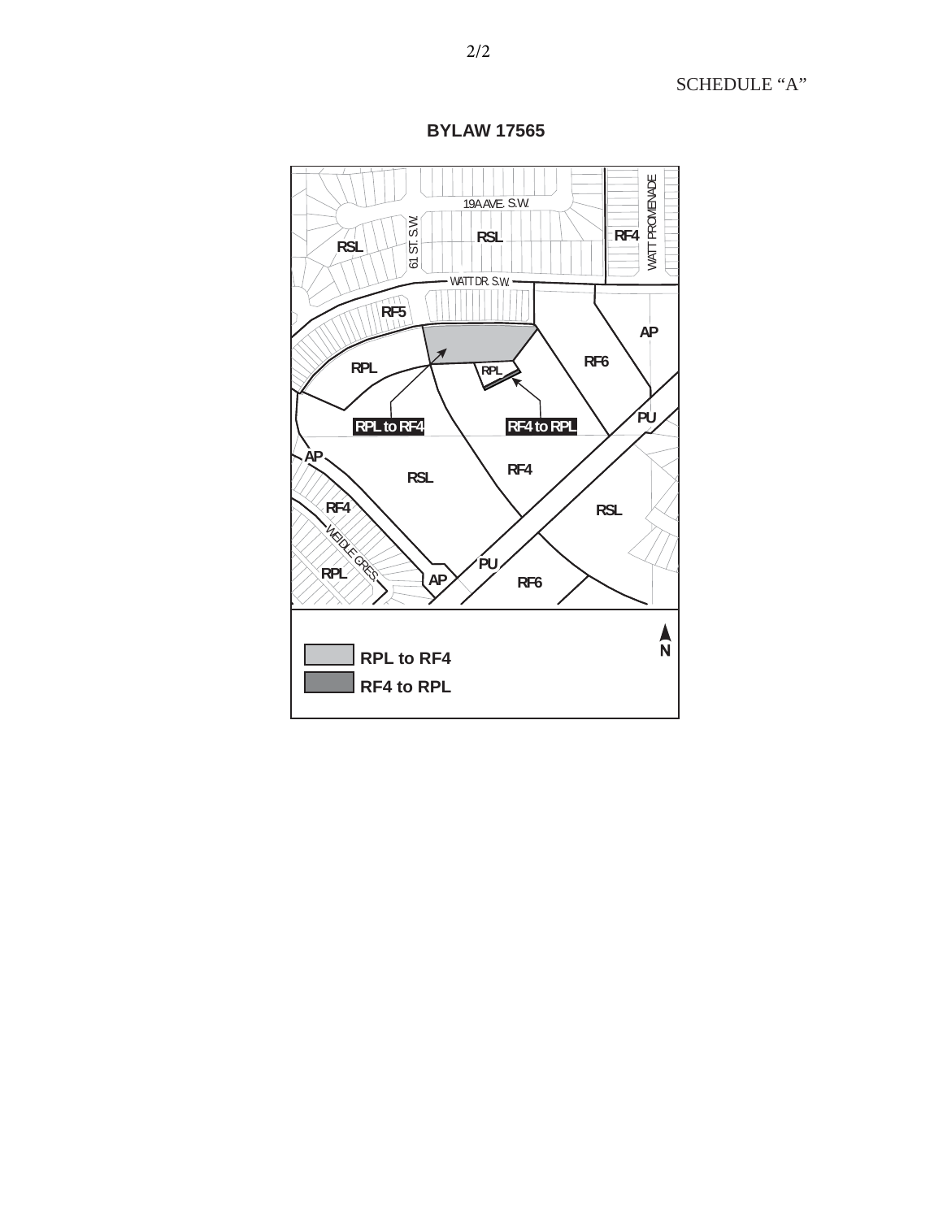SCHEDULE "A"

**BYLAW 17565**

19A AVE. S.W.

61 ST. S.W.

WATT PROMENADE

WATT DR. S.W.

WEIDLE CRES.

RSL

RSL

RF4

RF5

AP

RPL

RPL

RF6

RPL to RF4

RF4 to RPL

PU

AP

RSL

RF4

RF4

RSL

RPL

PU

AP

RF6

RPL to RF4

RF4 to RPL

N